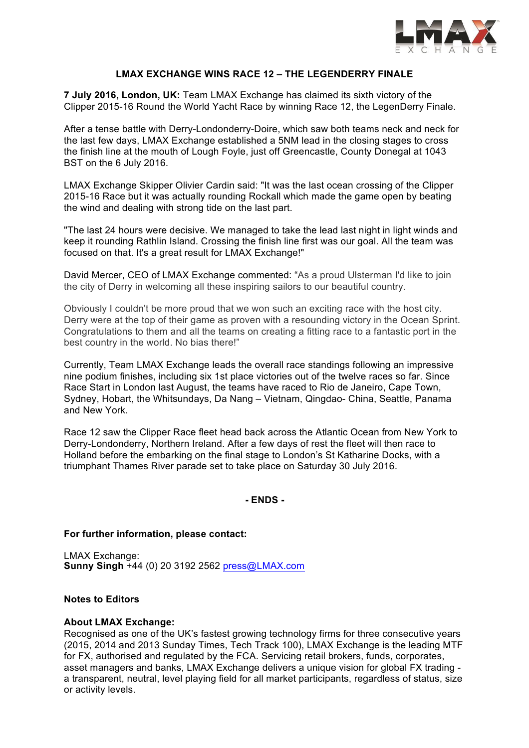# LMAX EXCHANGE WINS RACE 12 – THE LEGENDERRY FINALE

**7 July 2016, London, UK:** Team LMAX Exchange has claimed its sixth victory of the Clipper 2015-16 Round the World Yacht Race by winning Race 12, the LegenDerry Finale.

After a tense battle with Derry-Londonderry-Doire, which saw both teams neck and neck for the last few days, LMAX Exchange established a 5NM lead in the closing stages to cross the finish line at the mouth of Lough Foyle, just off Greencastle, County Donegal at 1043 BST on the 6 July 2016.

LMAX Exchange Skipper Olivier Cardin said: "It was the last ocean crossing of the Clipper 2015-16 Race but it was actually rounding Rockall which made the game open by beating the wind and dealing with strong tide on the last part.

"The last 24 hours were decisive. We managed to take the lead last night in light winds and keep it rounding Rathlin Island. Crossing the finish line first was our goal. All the team was focused on that. It's a great result for LMAX Exchange!"

David Mercer, CEO of LMAX Exchange commented: "As a proud Ulsterman I'd like to join the city of Derry in welcoming all these inspiring sailors to our beautiful country.

Obviously I couldn't be more proud that we won such an exciting race with the host city. Derry were at the top of their game as proven with a resounding victory in the Ocean Sprint. Congratulations to them and all the teams on creating a fitting race to a fantastic port in the best country in the world. No bias there!"

Currently, Team LMAX Exchange leads the overall race standings following an impressive nine podium finishes, including six 1st place victories out of the twelve races so far. Since Race Start in London last August, the teams have raced to Rio de Janeiro, Cape Town, Sydney, Hobart, the Whitsundays, Da Nang – Vietnam, Qingdao- China, Seattle, Panama and New York.

Race 12 saw the Clipper Race fleet head back across the Atlantic Ocean from New York to Derry-Londonderry, Northern Ireland. After a few days of rest the fleet will then race to Holland before the embarking on the final stage to London's St Katharine Docks, with a triumphant Thames River parade set to take place on Saturday 30 July 2016.

**- ENDS -**

**For further information, please contact:**

LMAX Exchange:
**Sunny Singh** +44 (0) 20 3192 2562 press@LMAX.com

**Notes to Editors**

**About LMAX Exchange:**
Recognised as one of the UK's fastest growing technology firms for three consecutive years (2015, 2014 and 2013 Sunday Times, Tech Track 100), LMAX Exchange is the leading MTF for FX, authorised and regulated by the FCA. Servicing retail brokers, funds, corporates, asset managers and banks, LMAX Exchange delivers a unique vision for global FX trading - a transparent, neutral, level playing field for all market participants, regardless of status, size or activity levels.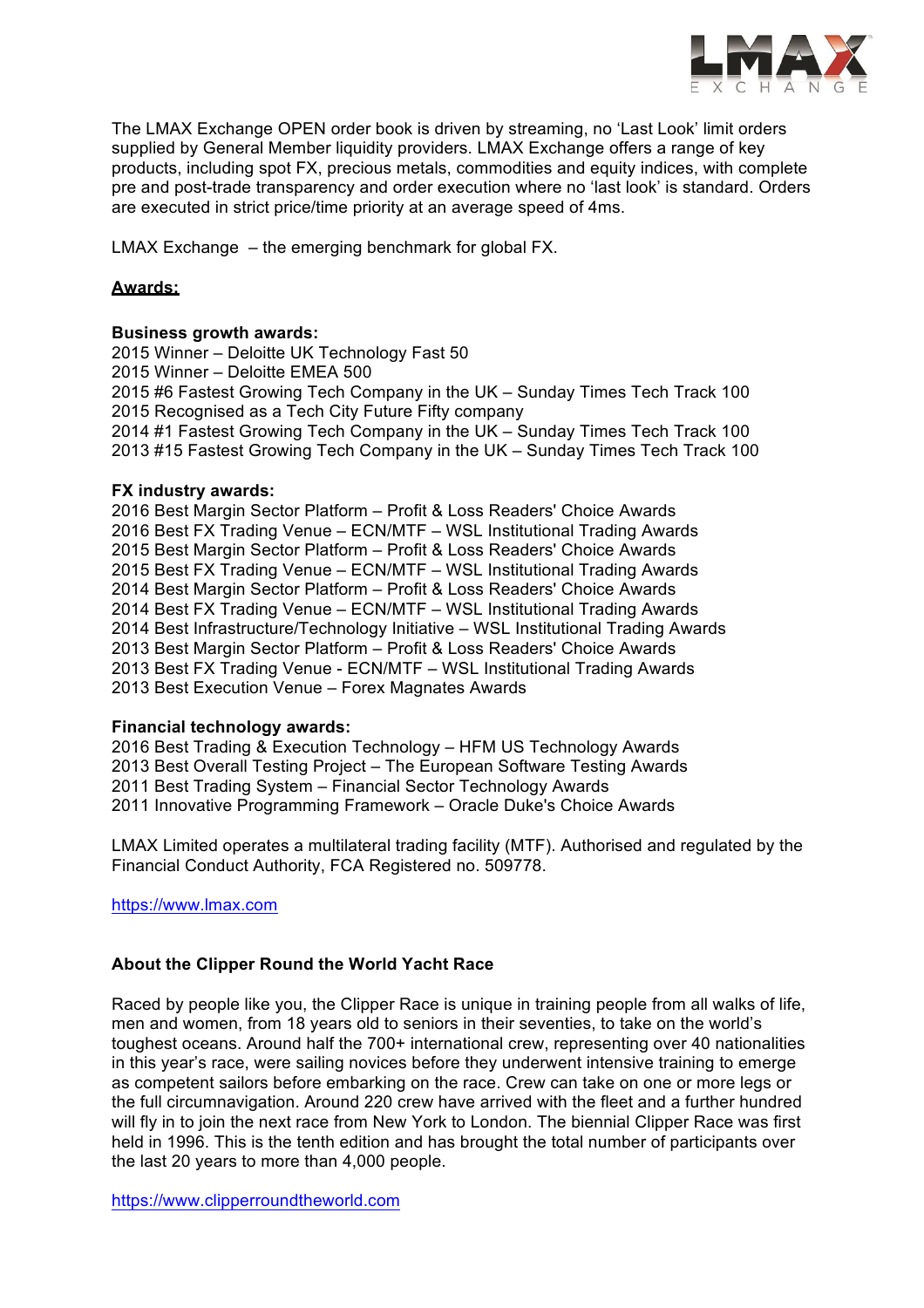The LMAX Exchange OPEN order book is driven by streaming, no 'Last Look' limit orders supplied by General Member liquidity providers. LMAX Exchange offers a range of key products, including spot FX, precious metals, commodities and equity indices, with complete pre and post-trade transparency and order execution where no 'last look' is standard. Orders are executed in strict price/time priority at an average speed of 4ms.

LMAX Exchange – the emerging benchmark for global FX.

**Awards:**

**Business growth awards:**
2015 Winner – Deloitte UK Technology Fast 50
2015 Winner – Deloitte EMEA 500
2015 #6 Fastest Growing Tech Company in the UK – Sunday Times Tech Track 100
2015 Recognised as a Tech City Future Fifty company
2014 #1 Fastest Growing Tech Company in the UK – Sunday Times Tech Track 100
2013 #15 Fastest Growing Tech Company in the UK – Sunday Times Tech Track 100

**FX industry awards:**
2016 Best Margin Sector Platform – Profit & Loss Readers' Choice Awards
2016 Best FX Trading Venue – ECN/MTF – WSL Institutional Trading Awards
2015 Best Margin Sector Platform – Profit & Loss Readers' Choice Awards
2015 Best FX Trading Venue – ECN/MTF – WSL Institutional Trading Awards
2014 Best Margin Sector Platform – Profit & Loss Readers' Choice Awards
2014 Best FX Trading Venue – ECN/MTF – WSL Institutional Trading Awards
2014 Best Infrastructure/Technology Initiative – WSL Institutional Trading Awards
2013 Best Margin Sector Platform – Profit & Loss Readers' Choice Awards
2013 Best FX Trading Venue - ECN/MTF – WSL Institutional Trading Awards
2013 Best Execution Venue – Forex Magnates Awards

**Financial technology awards:**
2016 Best Trading & Execution Technology – HFM US Technology Awards
2013 Best Overall Testing Project – The European Software Testing Awards
2011 Best Trading System – Financial Sector Technology Awards
2011 Innovative Programming Framework – Oracle Duke's Choice Awards

LMAX Limited operates a multilateral trading facility (MTF). Authorised and regulated by the Financial Conduct Authority, FCA Registered no. 509778.

https://www.lmax.com

**About the Clipper Round the World Yacht Race**

Raced by people like you, the Clipper Race is unique in training people from all walks of life, men and women, from 18 years old to seniors in their seventies, to take on the world's toughest oceans. Around half the 700+ international crew, representing over 40 nationalities in this year's race, were sailing novices before they underwent intensive training to emerge as competent sailors before embarking on the race. Crew can take on one or more legs or the full circumnavigation. Around 220 crew have arrived with the fleet and a further hundred will fly in to join the next race from New York to London. The biennial Clipper Race was first held in 1996. This is the tenth edition and has brought the total number of participants over the last 20 years to more than 4,000 people.

https://www.clipperroundtheworld.com